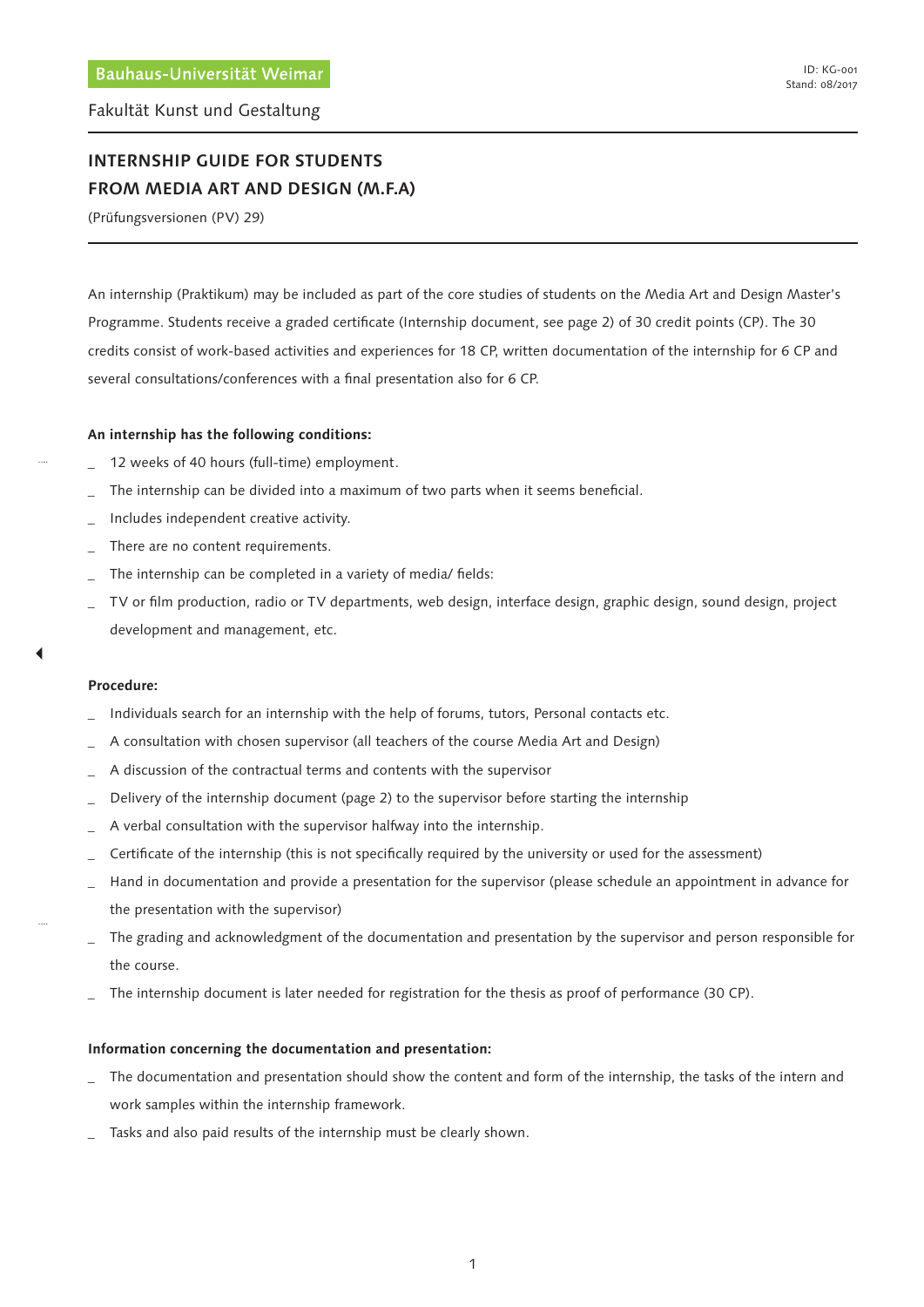Bauhaus-Universität Weimar

ID: KG-001
Stand: 08/2017

Fakultät Kunst und Gestaltung

# INTERNSHIP GUIDE FOR STUDENTS FROM MEDIA ART AND DESIGN (M.F.A)

(Prüfungsversionen (PV) 29)

An internship (Praktikum) may be included as part of the core studies of students on the Media Art and Design Master's Programme. Students receive a graded certificate (Internship document, see page 2) of 30 credit points (CP). The 30 credits consist of work-based activities and experiences for 18 CP, written documentation of the internship for 6 CP and several consultations/conferences with a final presentation also for 6 CP.

**An internship has the following conditions:**

- 12 weeks of 40 hours (full-time) employment.
- The internship can be divided into a maximum of two parts when it seems beneficial.
- Includes independent creative activity.
- There are no content requirements.
- The internship can be completed in a variety of media/ fields:
- TV or film production, radio or TV departments, web design, interface design, graphic design, sound design, project development and management, etc.

**Procedure:**

- Individuals search for an internship with the help of forums, tutors, Personal contacts etc.
- A consultation with chosen supervisor (all teachers of the course Media Art and Design)
- A discussion of the contractual terms and contents with the supervisor
- Delivery of the internship document (page 2) to the supervisor before starting the internship
- A verbal consultation with the supervisor halfway into the internship.
- Certificate of the internship (this is not specifically required by the university or used for the assessment)
- Hand in documentation and provide a presentation for the supervisor (please schedule an appointment in advance for the presentation with the supervisor)
- The grading and acknowledgment of the documentation and presentation by the supervisor and person responsible for the course.
- The internship document is later needed for registration for the thesis as proof of performance (30 CP).

**Information concerning the documentation and presentation:**

- The documentation and presentation should show the content and form of the internship, the tasks of the intern and work samples within the internship framework.
- Tasks and also paid results of the internship must be clearly shown.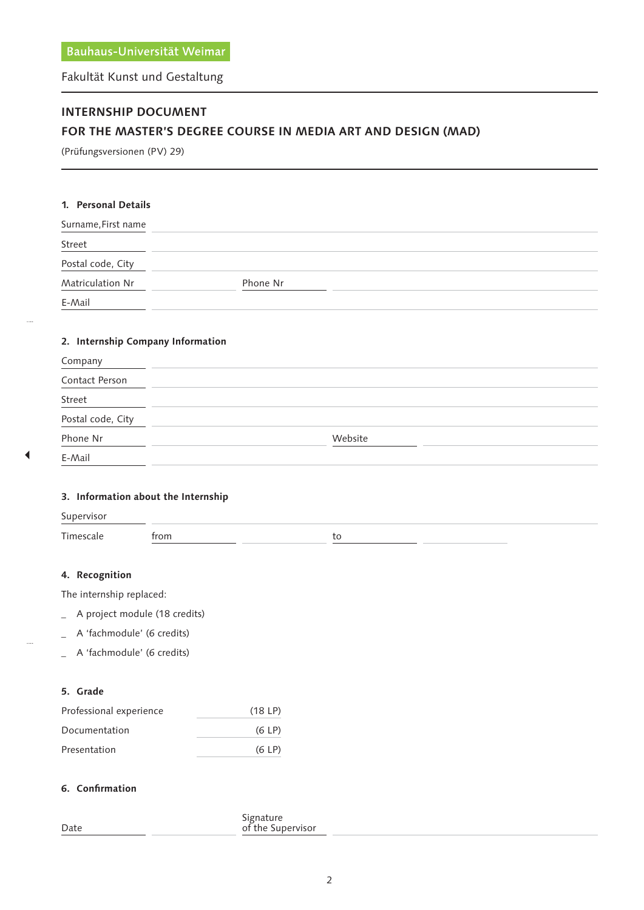Bauhaus-Universität Weimar

Fakultät Kunst und Gestaltung

# INTERNSHIP DOCUMENT
## FOR THE MASTER'S DEGREE COURSE IN MEDIA ART AND DESIGN (MAD)

(Prüfungsversionen (PV) 29)

### 1. Personal Details

Surname, First name

Street

Postal code, City

Matriculation Nr  Phone Nr

E-Mail

### 2. Internship Company Information

Company

Contact Person

Street

Postal code, City

Phone Nr  Website

E-Mail

### 3. Information about the Internship

Supervisor

Timescale  from  to

### 4. Recognition

The internship replaced:

_ A project module (18 credits)

_ A 'fachmodule' (6 credits)

_ A 'fachmodule' (6 credits)

### 5. Grade

| | |
|---|---|
| Professional experience | (18 LP) |
| Documentation | (6 LP) |
| Presentation | (6 LP) |

### 6. Confirmation

Date  Signature of the Supervisor